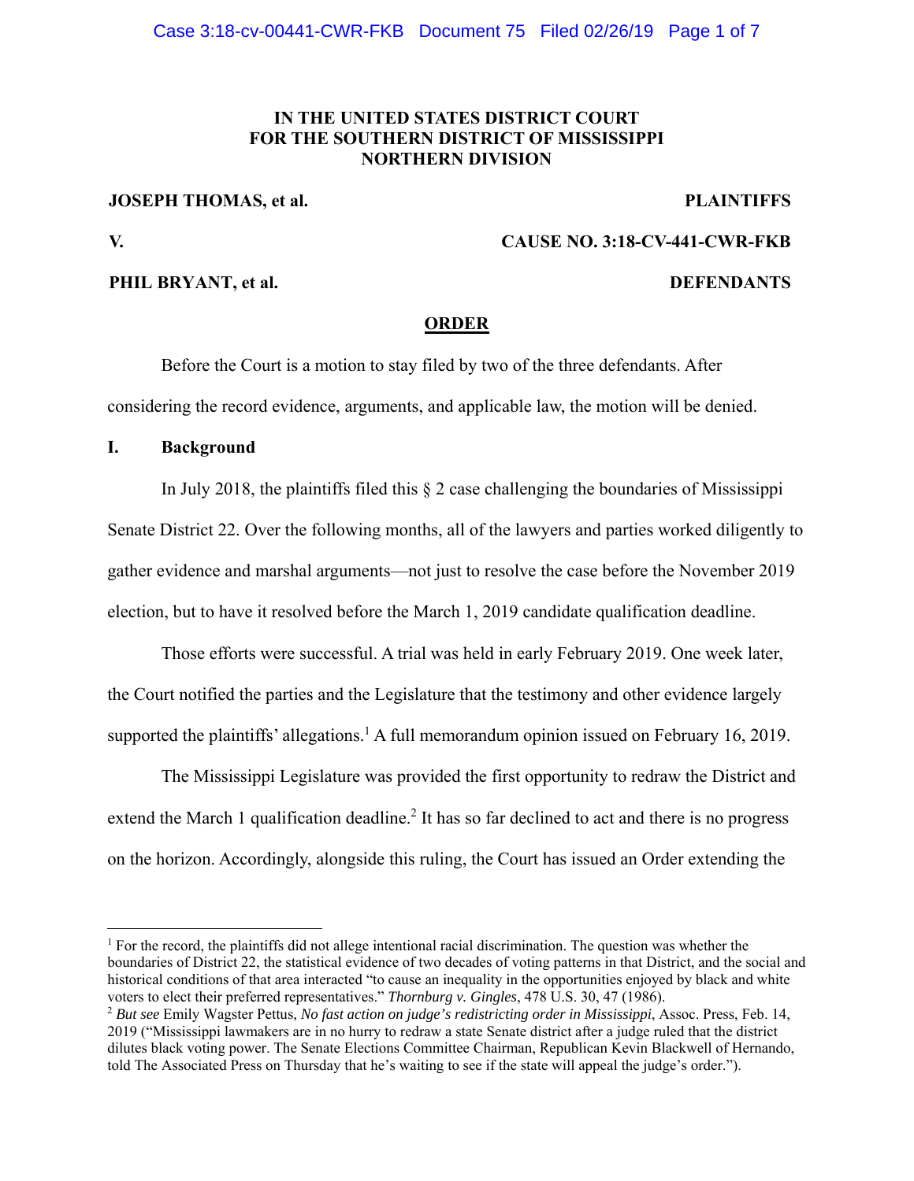**IN THE UNITED STATES DISTRICT COURT**
**FOR THE SOUTHERN DISTRICT OF MISSISSIPPI**
**NORTHERN DIVISION**

**JOSEPH THOMAS, et al.** **PLAINTIFFS**

**V.** **CAUSE NO. 3:18-CV-441-CWR-FKB**

**PHIL BRYANT, et al.** **DEFENDANTS**

**ORDER**

Before the Court is a motion to stay filed by two of the three defendants. After considering the record evidence, arguments, and applicable law, the motion will be denied.

## I. Background

In July 2018, the plaintiffs filed this § 2 case challenging the boundaries of Mississippi Senate District 22. Over the following months, all of the lawyers and parties worked diligently to gather evidence and marshal arguments—not just to resolve the case before the November 2019 election, but to have it resolved before the March 1, 2019 candidate qualification deadline.

Those efforts were successful. A trial was held in early February 2019. One week later, the Court notified the parties and the Legislature that the testimony and other evidence largely supported the plaintiffs' allegations.[1] A full memorandum opinion issued on February 16, 2019.

The Mississippi Legislature was provided the first opportunity to redraw the District and extend the March 1 qualification deadline.[2] It has so far declined to act and there is no progress on the horizon. Accordingly, alongside this ruling, the Court has issued an Order extending the

---

[1] For the record, the plaintiffs did not allege intentional racial discrimination. The question was whether the boundaries of District 22, the statistical evidence of two decades of voting patterns in that District, and the social and historical conditions of that area interacted "to cause an inequality in the opportunities enjoyed by black and white voters to elect their preferred representatives." *Thornburg v. Gingles*, 478 U.S. 30, 47 (1986).

[2] *But see* Emily Wagster Pettus, *No fast action on judge's redistricting order in Mississippi*, Assoc. Press, Feb. 14, 2019 ("Mississippi lawmakers are in no hurry to redraw a state Senate district after a judge ruled that the district dilutes black voting power. The Senate Elections Committee Chairman, Republican Kevin Blackwell of Hernando, told The Associated Press on Thursday that he's waiting to see if the state will appeal the judge's order.").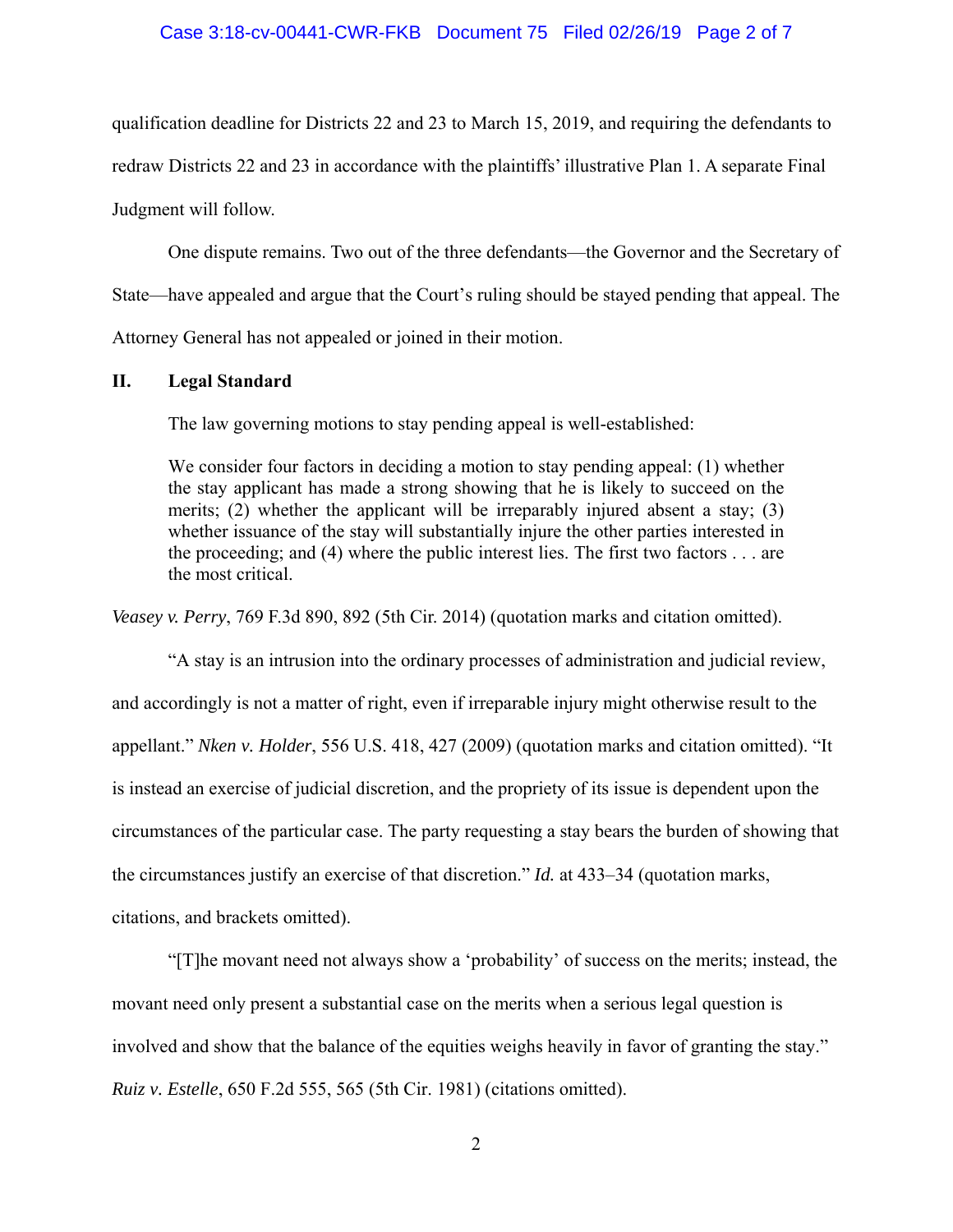qualification deadline for Districts 22 and 23 to March 15, 2019, and requiring the defendants to redraw Districts 22 and 23 in accordance with the plaintiffs' illustrative Plan 1. A separate Final Judgment will follow.

One dispute remains. Two out of the three defendants—the Governor and the Secretary of State—have appealed and argue that the Court's ruling should be stayed pending that appeal. The Attorney General has not appealed or joined in their motion.

## II. Legal Standard

The law governing motions to stay pending appeal is well-established:

> We consider four factors in deciding a motion to stay pending appeal: (1) whether the stay applicant has made a strong showing that he is likely to succeed on the merits; (2) whether the applicant will be irreparably injured absent a stay; (3) whether issuance of the stay will substantially injure the other parties interested in the proceeding; and (4) where the public interest lies. The first two factors . . . are the most critical.

*Veasey v. Perry*, 769 F.3d 890, 892 (5th Cir. 2014) (quotation marks and citation omitted).

"A stay is an intrusion into the ordinary processes of administration and judicial review, and accordingly is not a matter of right, even if irreparable injury might otherwise result to the appellant." *Nken v. Holder*, 556 U.S. 418, 427 (2009) (quotation marks and citation omitted). "It is instead an exercise of judicial discretion, and the propriety of its issue is dependent upon the circumstances of the particular case. The party requesting a stay bears the burden of showing that the circumstances justify an exercise of that discretion." *Id.* at 433–34 (quotation marks, citations, and brackets omitted).

"[T]he movant need not always show a 'probability' of success on the merits; instead, the movant need only present a substantial case on the merits when a serious legal question is involved and show that the balance of the equities weighs heavily in favor of granting the stay." *Ruiz v. Estelle*, 650 F.2d 555, 565 (5th Cir. 1981) (citations omitted).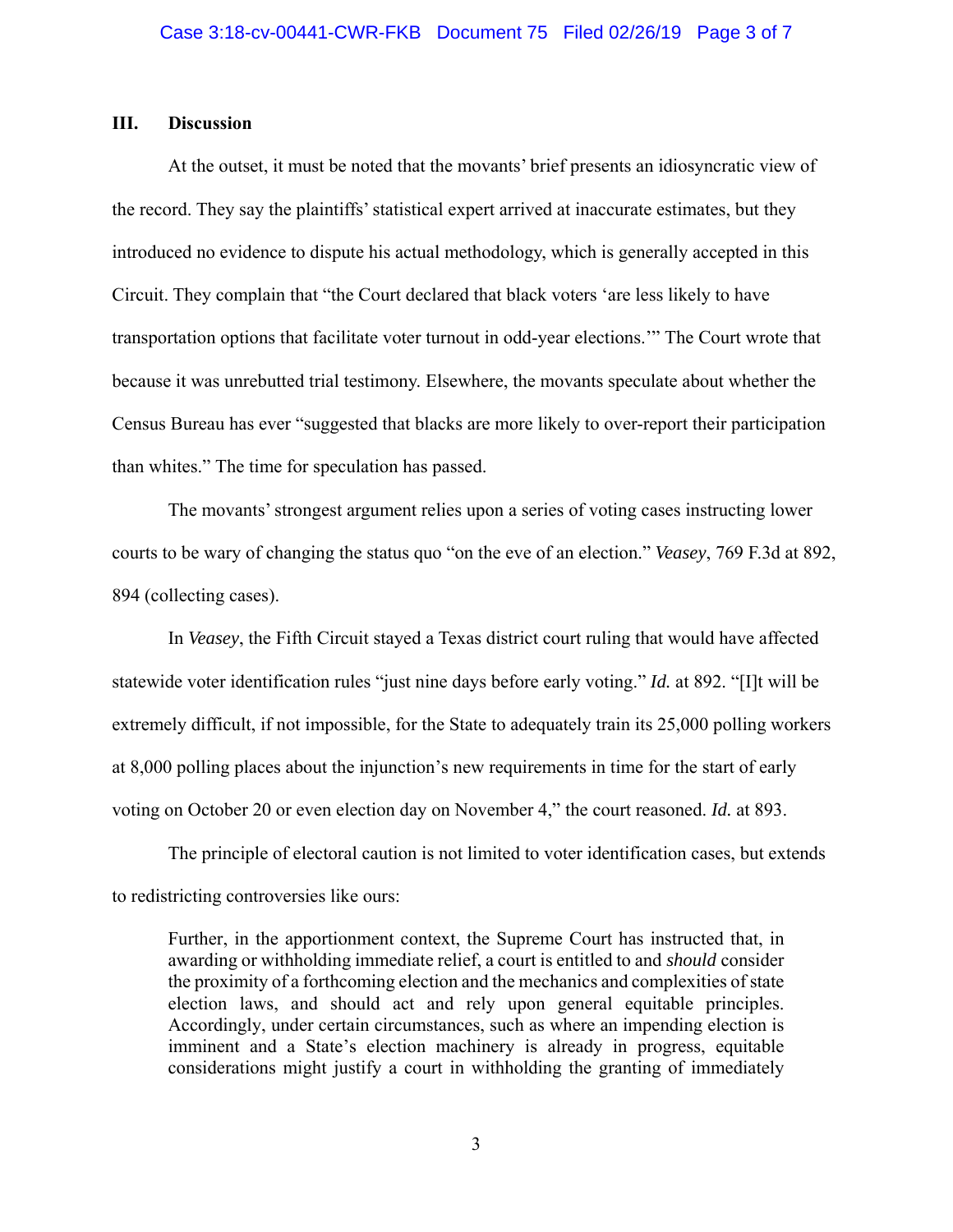## III. Discussion

At the outset, it must be noted that the movants' brief presents an idiosyncratic view of the record. They say the plaintiffs' statistical expert arrived at inaccurate estimates, but they introduced no evidence to dispute his actual methodology, which is generally accepted in this Circuit. They complain that "the Court declared that black voters 'are less likely to have transportation options that facilitate voter turnout in odd-year elections.'" The Court wrote that because it was unrebutted trial testimony. Elsewhere, the movants speculate about whether the Census Bureau has ever "suggested that blacks are more likely to over-report their participation than whites." The time for speculation has passed.

The movants' strongest argument relies upon a series of voting cases instructing lower courts to be wary of changing the status quo "on the eve of an election." *Veasey*, 769 F.3d at 892, 894 (collecting cases).

In *Veasey*, the Fifth Circuit stayed a Texas district court ruling that would have affected statewide voter identification rules "just nine days before early voting." *Id.* at 892. "[I]t will be extremely difficult, if not impossible, for the State to adequately train its 25,000 polling workers at 8,000 polling places about the injunction's new requirements in time for the start of early voting on October 20 or even election day on November 4," the court reasoned. *Id.* at 893.

The principle of electoral caution is not limited to voter identification cases, but extends to redistricting controversies like ours:

> Further, in the apportionment context, the Supreme Court has instructed that, in awarding or withholding immediate relief, a court is entitled to and *should* consider the proximity of a forthcoming election and the mechanics and complexities of state election laws, and should act and rely upon general equitable principles. Accordingly, under certain circumstances, such as where an impending election is imminent and a State's election machinery is already in progress, equitable considerations might justify a court in withholding the granting of immediately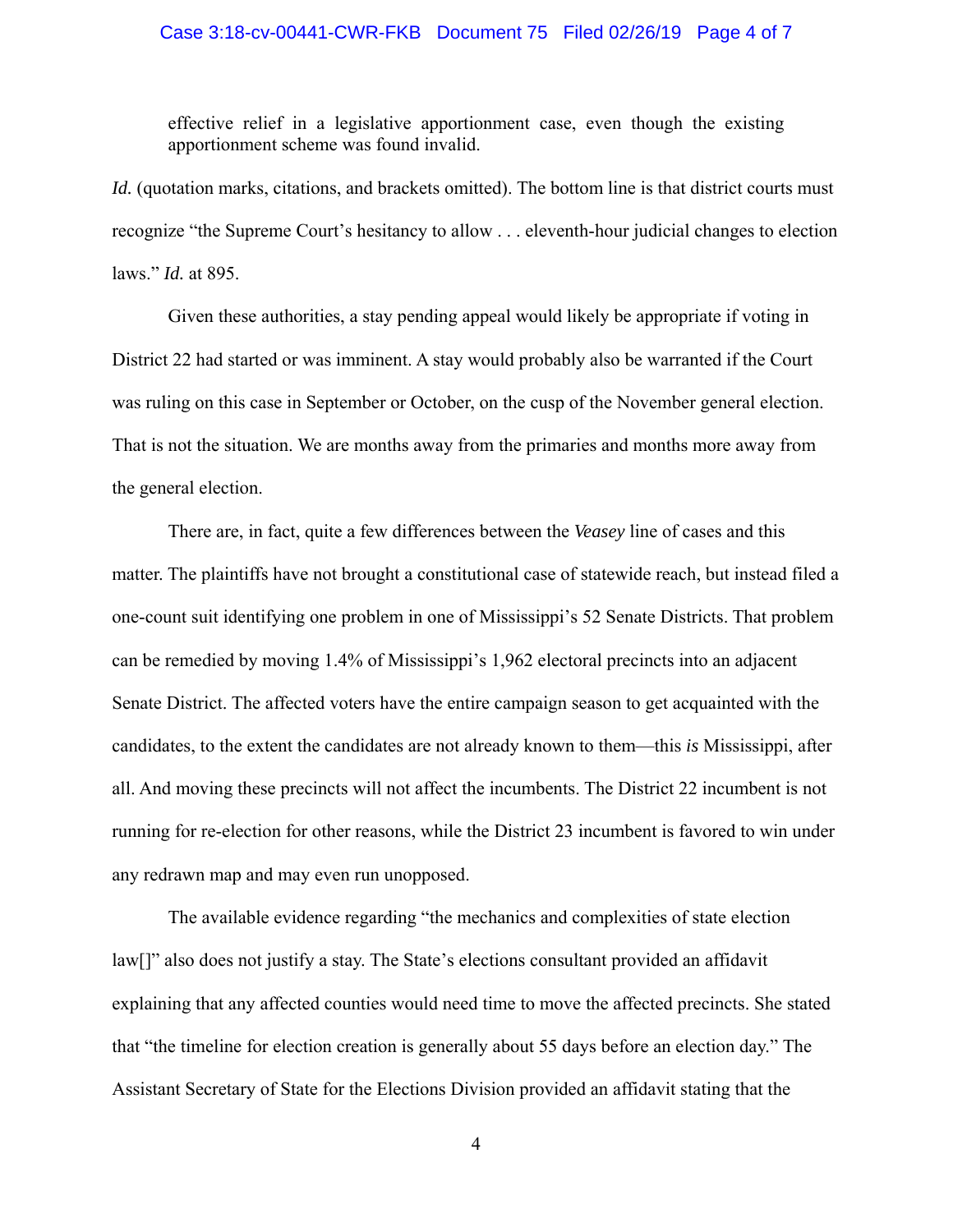> effective relief in a legislative apportionment case, even though the existing apportionment scheme was found invalid.

*Id.* (quotation marks, citations, and brackets omitted). The bottom line is that district courts must recognize "the Supreme Court's hesitancy to allow . . . eleventh-hour judicial changes to election laws." *Id.* at 895.

Given these authorities, a stay pending appeal would likely be appropriate if voting in District 22 had started or was imminent. A stay would probably also be warranted if the Court was ruling on this case in September or October, on the cusp of the November general election. That is not the situation. We are months away from the primaries and months more away from the general election.

There are, in fact, quite a few differences between the *Veasey* line of cases and this matter. The plaintiffs have not brought a constitutional case of statewide reach, but instead filed a one-count suit identifying one problem in one of Mississippi's 52 Senate Districts. That problem can be remedied by moving 1.4% of Mississippi's 1,962 electoral precincts into an adjacent Senate District. The affected voters have the entire campaign season to get acquainted with the candidates, to the extent the candidates are not already known to them—this *is* Mississippi, after all. And moving these precincts will not affect the incumbents. The District 22 incumbent is not running for re-election for other reasons, while the District 23 incumbent is favored to win under any redrawn map and may even run unopposed.

The available evidence regarding "the mechanics and complexities of state election law[]" also does not justify a stay. The State's elections consultant provided an affidavit explaining that any affected counties would need time to move the affected precincts. She stated that "the timeline for election creation is generally about 55 days before an election day." The Assistant Secretary of State for the Elections Division provided an affidavit stating that the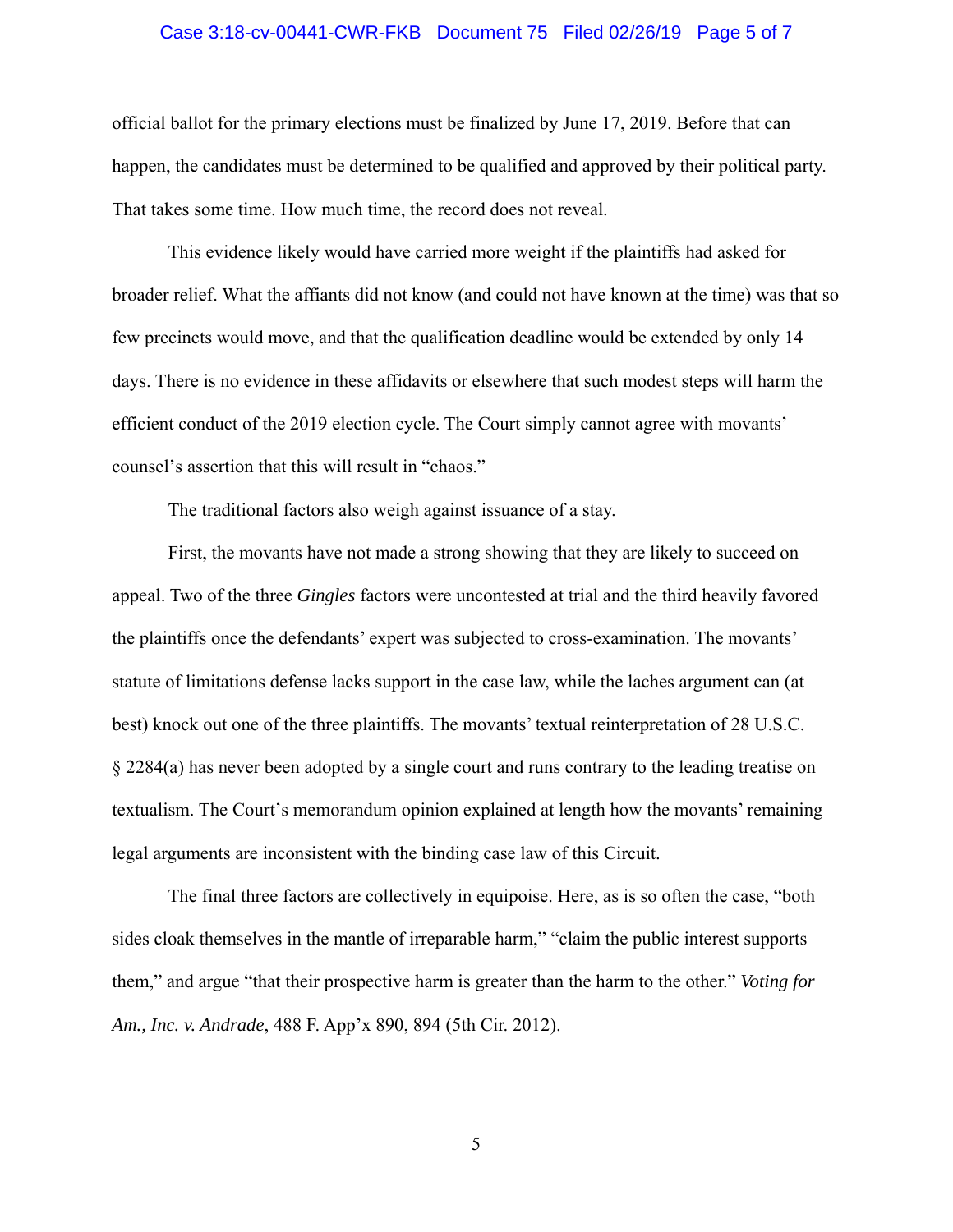official ballot for the primary elections must be finalized by June 17, 2019. Before that can happen, the candidates must be determined to be qualified and approved by their political party. That takes some time. How much time, the record does not reveal.

This evidence likely would have carried more weight if the plaintiffs had asked for broader relief. What the affiants did not know (and could not have known at the time) was that so few precincts would move, and that the qualification deadline would be extended by only 14 days. There is no evidence in these affidavits or elsewhere that such modest steps will harm the efficient conduct of the 2019 election cycle. The Court simply cannot agree with movants' counsel's assertion that this will result in "chaos."

The traditional factors also weigh against issuance of a stay.

First, the movants have not made a strong showing that they are likely to succeed on appeal. Two of the three *Gingles* factors were uncontested at trial and the third heavily favored the plaintiffs once the defendants' expert was subjected to cross-examination. The movants' statute of limitations defense lacks support in the case law, while the laches argument can (at best) knock out one of the three plaintiffs. The movants' textual reinterpretation of 28 U.S.C. § 2284(a) has never been adopted by a single court and runs contrary to the leading treatise on textualism. The Court's memorandum opinion explained at length how the movants' remaining legal arguments are inconsistent with the binding case law of this Circuit.

The final three factors are collectively in equipoise. Here, as is so often the case, "both sides cloak themselves in the mantle of irreparable harm," "claim the public interest supports them," and argue "that their prospective harm is greater than the harm to the other." *Voting for Am., Inc. v. Andrade*, 488 F. App'x 890, 894 (5th Cir. 2012).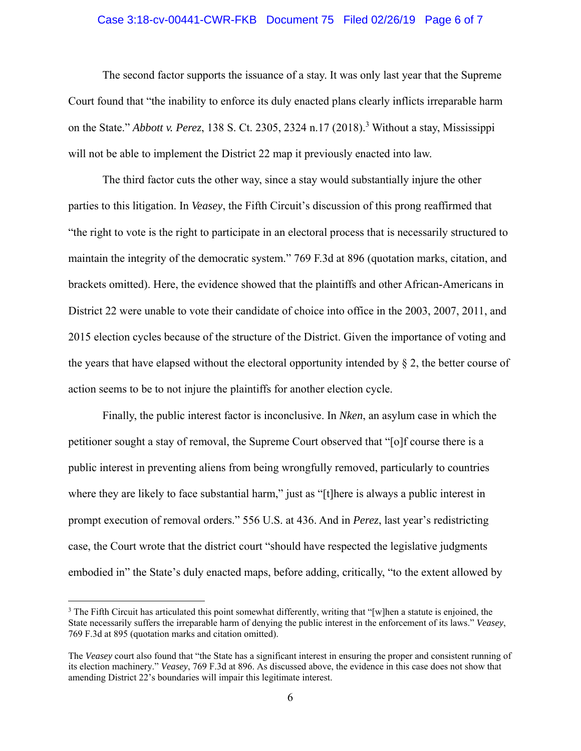The second factor supports the issuance of a stay. It was only last year that the Supreme Court found that "the inability to enforce its duly enacted plans clearly inflicts irreparable harm on the State." *Abbott v. Perez*, 138 S. Ct. 2305, 2324 n.17 (2018).[3] Without a stay, Mississippi will not be able to implement the District 22 map it previously enacted into law.

The third factor cuts the other way, since a stay would substantially injure the other parties to this litigation. In *Veasey*, the Fifth Circuit's discussion of this prong reaffirmed that "the right to vote is the right to participate in an electoral process that is necessarily structured to maintain the integrity of the democratic system." 769 F.3d at 896 (quotation marks, citation, and brackets omitted). Here, the evidence showed that the plaintiffs and other African-Americans in District 22 were unable to vote their candidate of choice into office in the 2003, 2007, 2011, and 2015 election cycles because of the structure of the District. Given the importance of voting and the years that have elapsed without the electoral opportunity intended by § 2, the better course of action seems to be to not injure the plaintiffs for another election cycle.

Finally, the public interest factor is inconclusive. In *Nken*, an asylum case in which the petitioner sought a stay of removal, the Supreme Court observed that "[o]f course there is a public interest in preventing aliens from being wrongfully removed, particularly to countries where they are likely to face substantial harm," just as "[t]here is always a public interest in prompt execution of removal orders." 556 U.S. at 436. And in *Perez*, last year's redistricting case, the Court wrote that the district court "should have respected the legislative judgments embodied in" the State's duly enacted maps, before adding, critically, "to the extent allowed by

---

[3] The Fifth Circuit has articulated this point somewhat differently, writing that "[w]hen a statute is enjoined, the State necessarily suffers the irreparable harm of denying the public interest in the enforcement of its laws." *Veasey*, 769 F.3d at 895 (quotation marks and citation omitted).

The *Veasey* court also found that "the State has a significant interest in ensuring the proper and consistent running of its election machinery." *Veasey*, 769 F.3d at 896. As discussed above, the evidence in this case does not show that amending District 22's boundaries will impair this legitimate interest.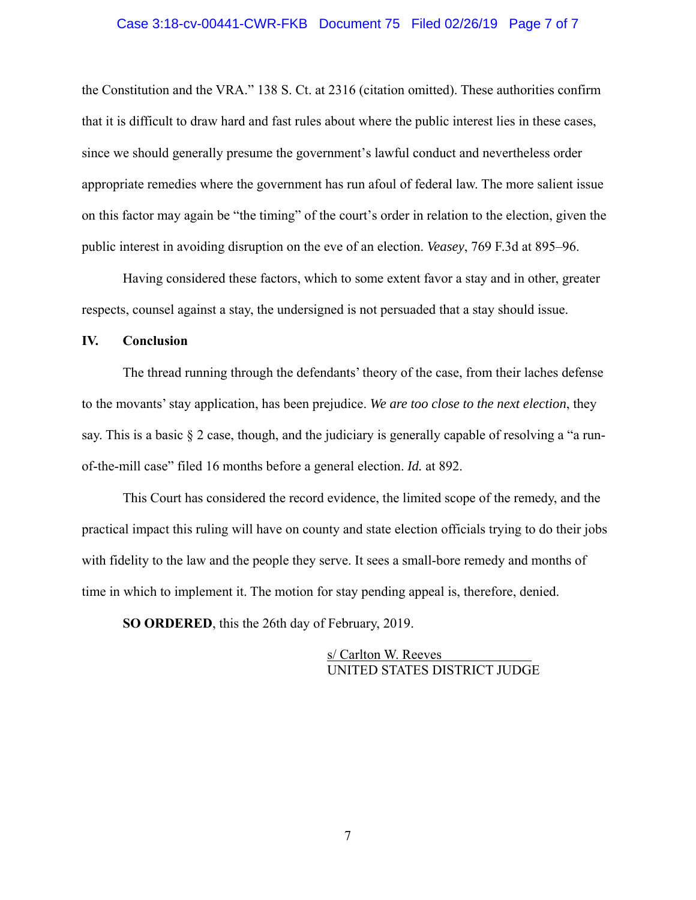the Constitution and the VRA." 138 S. Ct. at 2316 (citation omitted). These authorities confirm that it is difficult to draw hard and fast rules about where the public interest lies in these cases, since we should generally presume the government's lawful conduct and nevertheless order appropriate remedies where the government has run afoul of federal law. The more salient issue on this factor may again be "the timing" of the court's order in relation to the election, given the public interest in avoiding disruption on the eve of an election. *Veasey*, 769 F.3d at 895–96.

Having considered these factors, which to some extent favor a stay and in other, greater respects, counsel against a stay, the undersigned is not persuaded that a stay should issue.

## IV. Conclusion

The thread running through the defendants' theory of the case, from their laches defense to the movants' stay application, has been prejudice. *We are too close to the next election*, they say. This is a basic § 2 case, though, and the judiciary is generally capable of resolving a "a run-of-the-mill case" filed 16 months before a general election. *Id.* at 892.

This Court has considered the record evidence, the limited scope of the remedy, and the practical impact this ruling will have on county and state election officials trying to do their jobs with fidelity to the law and the people they serve. It sees a small-bore remedy and months of time in which to implement it. The motion for stay pending appeal is, therefore, denied.

**SO ORDERED**, this the 26th day of February, 2019.

s/ Carlton W. Reeves
UNITED STATES DISTRICT JUDGE